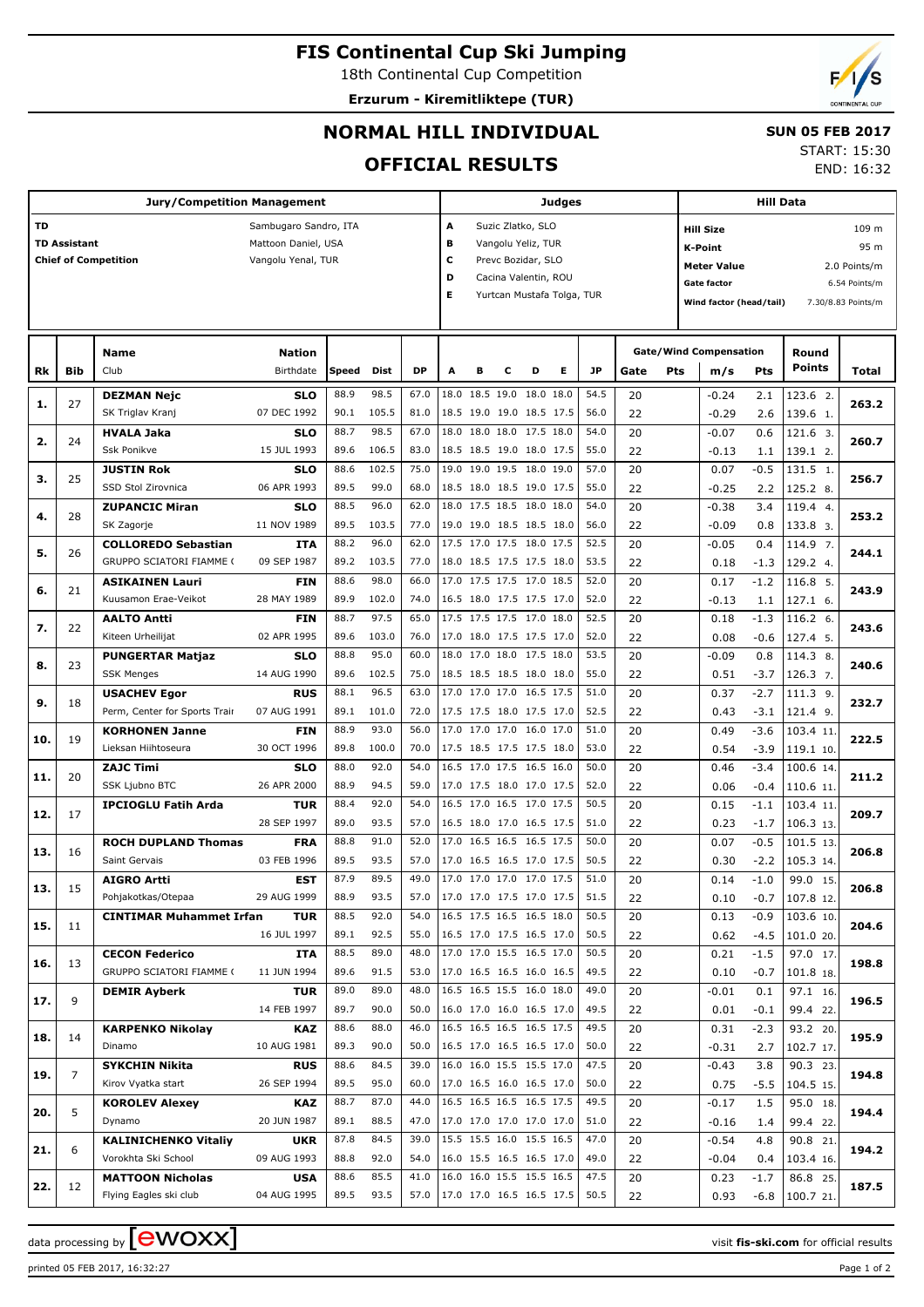# FIS Continental Cup Ski Jumping

18th Continental Cup Competition

**Erzurum - Kiremitliktepe (TUR)**

## NORMAL HILL INDIVIDUAL

## OFFICIAL RESULTS

**SUN 05 FEB 2017**

START: 15:30

END: 16:32

| Jury/Competition Management | | Judges | | Hill Data | |
|---|---|---|---|---|---|
| TD | Sambugaro Sandro, ITA | A | Suzic Zlatko, SLO | Hill Size | 109 m |
| TD Assistant | Mattoon Daniel, USA | B | Vangolu Yeliz, TUR | K-Point | 95 m |
| Chief of Competition | Vangolu Yenal, TUR | C | Prevc Bozidar, SLO | Meter Value | 2.0 Points/m |
| | | D | Cacina Valentin, ROU | Gate factor | 6.54 Points/m |
| | | E | Yurtcan Mustafa Tolga, TUR | Wind factor (head/tail) | 7.30/8.83 Points/m |

| Rk | Bib | Name / Club | Nation / Birthdate | Speed | Dist | DP | A | B | C | D | E | JP | Gate | Pts | m/s | Pts | Round Points | Total |
|---|---|---|---|---|---|---|---|---|---|---|---|---|---|---|---|---|---|---|
| 1. | 27 | **DEZMAN Nejc** | **SLO** | 88.9 | 98.5 | 67.0 | 18.0 | 18.5 | 19.0 | 18.0 | 18.0 | 54.5 | 20 | | -0.24 | 2.1 | 123.6 2. | 263.2 |
| | | SK Triglav Kranj | 07 DEC 1992 | 90.1 | 105.5 | 81.0 | 18.5 | 19.0 | 19.0 | 18.5 | 17.5 | 56.0 | 22 | | -0.29 | 2.6 | 139.6 1. | |
| 2. | 24 | **HVALA Jaka** | **SLO** | 88.7 | 98.5 | 67.0 | 18.0 | 18.0 | 18.0 | 17.5 | 18.0 | 54.0 | 20 | | -0.07 | 0.6 | 121.6 3. | 260.7 |
| | | Ssk Ponikve | 15 JUL 1993 | 89.6 | 106.5 | 83.0 | 18.5 | 18.5 | 19.0 | 18.0 | 17.5 | 55.0 | 22 | | -0.13 | 1.1 | 139.1 2. | |
| 3. | 25 | **JUSTIN Rok** | **SLO** | 88.6 | 102.5 | 75.0 | 19.0 | 19.0 | 19.5 | 18.0 | 19.0 | 57.0 | 20 | | 0.07 | -0.5 | 131.5 1. | 256.7 |
| | | SSD Stol Zirovnica | 06 APR 1993 | 89.5 | 99.0 | 68.0 | 18.5 | 18.0 | 18.5 | 19.0 | 17.5 | 55.0 | 22 | | -0.25 | 2.2 | 125.2 8. | |
| 4. | 28 | **ZUPANCIC Miran** | **SLO** | 88.5 | 96.0 | 62.0 | 18.0 | 17.5 | 18.5 | 18.0 | 18.0 | 54.0 | 20 | | -0.38 | 3.4 | 119.4 4. | 253.2 |
| | | SK Zagorje | 11 NOV 1989 | 89.5 | 103.5 | 77.0 | 19.0 | 19.0 | 18.5 | 18.5 | 18.0 | 56.0 | 22 | | -0.09 | 0.8 | 133.8 3. | |
| 5. | 26 | **COLLOREDO Sebastian** | **ITA** | 88.2 | 96.0 | 62.0 | 17.5 | 17.0 | 17.5 | 18.0 | 17.5 | 52.5 | 20 | | -0.05 | 0.4 | 114.9 7. | 244.1 |
| | | GRUPPO SCIATORI FIAMME ( | 09 SEP 1987 | 89.2 | 103.5 | 77.0 | 18.0 | 18.5 | 17.5 | 17.5 | 18.0 | 53.5 | 22 | | 0.18 | -1.3 | 129.2 4. | |
| 6. | 21 | **ASIKAINEN Lauri** | **FIN** | 88.6 | 98.0 | 66.0 | 17.0 | 17.5 | 17.5 | 17.0 | 18.5 | 52.0 | 20 | | 0.17 | -1.2 | 116.8 5. | 243.9 |
| | | Kuusamon Erae-Veikot | 28 MAY 1989 | 89.9 | 102.0 | 74.0 | 16.5 | 18.0 | 17.5 | 17.5 | 17.0 | 52.0 | 22 | | -0.13 | 1.1 | 127.1 6. | |
| 7. | 22 | **AALTO Antti** | **FIN** | 88.7 | 97.5 | 65.0 | 17.5 | 17.5 | 17.5 | 17.0 | 18.0 | 52.5 | 20 | | 0.18 | -1.3 | 116.2 6. | 243.6 |
| | | Kiteen Urheilijat | 02 APR 1995 | 89.6 | 103.0 | 76.0 | 17.0 | 18.0 | 17.5 | 17.5 | 17.0 | 52.0 | 22 | | 0.08 | -0.6 | 127.4 5. | |
| 8. | 23 | **PUNGERTAR Matjaz** | **SLO** | 88.8 | 95.0 | 60.0 | 18.0 | 17.0 | 18.0 | 17.5 | 18.0 | 53.5 | 20 | | -0.09 | 0.8 | 114.3 8. | 240.6 |
| | | SSK Menges | 14 AUG 1990 | 89.6 | 102.5 | 75.0 | 18.5 | 18.5 | 18.5 | 18.0 | 18.0 | 55.0 | 22 | | 0.51 | -3.7 | 126.3 7. | |
| 9. | 18 | **USACHEV Egor** | **RUS** | 88.1 | 96.5 | 63.0 | 17.0 | 17.0 | 17.0 | 16.5 | 17.5 | 51.0 | 20 | | 0.37 | -2.7 | 111.3 9. | 232.7 |
| | | Perm, Center for Sports Trair | 07 AUG 1991 | 89.1 | 101.0 | 72.0 | 17.5 | 17.5 | 18.0 | 17.5 | 17.0 | 52.5 | 22 | | 0.43 | -3.1 | 121.9 9. | |
| 10. | 19 | **KORHONEN Janne** | **FIN** | 88.9 | 93.0 | 56.0 | 17.0 | 17.0 | 17.0 | 16.0 | 17.0 | 51.0 | 20 | | 0.49 | -3.6 | 103.4 11. | 222.5 |
| | | Lieksan Hiihtoseura | 30 OCT 1996 | 89.8 | 100.0 | 70.0 | 17.5 | 18.5 | 17.5 | 17.5 | 18.0 | 53.0 | 22 | | 0.54 | -3.9 | 119.1 10. | |
| 11. | 20 | **ZAJC Timi** | **SLO** | 88.0 | 92.0 | 54.0 | 16.5 | 17.0 | 17.5 | 16.5 | 16.0 | 50.0 | 20 | | 0.46 | -3.4 | 100.6 14. | 211.2 |
| | | SSK Ljubno BTC | 26 APR 2000 | 88.9 | 94.5 | 59.0 | 17.0 | 17.5 | 18.0 | 17.0 | 17.5 | 52.0 | 22 | | 0.06 | -0.4 | 110.6 11. | |
| 12. | 17 | **IPCIOGLU Fatih Arda** | **TUR** | 88.4 | 92.0 | 54.0 | 16.5 | 17.0 | 16.5 | 17.0 | 17.5 | 50.5 | 20 | | 0.15 | -1.1 | 103.4 11. | 209.7 |
| | | | 28 SEP 1997 | 89.0 | 93.5 | 57.0 | 16.5 | 18.0 | 17.0 | 16.5 | 17.5 | 51.0 | 22 | | 0.23 | -1.7 | 106.3 13. | |
| 13. | 16 | **ROCH DUPLAND Thomas** | **FRA** | 88.8 | 91.0 | 52.0 | 17.0 | 16.5 | 16.5 | 16.5 | 17.5 | 50.0 | 20 | | 0.07 | -0.5 | 101.5 13. | 206.8 |
| | | Saint Gervais | 03 FEB 1996 | 89.5 | 93.5 | 57.0 | 17.0 | 16.5 | 16.5 | 17.0 | 17.5 | 50.5 | 22 | | 0.30 | -2.2 | 105.3 14. | |
| 13. | 15 | **AIGRO Artti** | **EST** | 87.9 | 89.5 | 49.0 | 17.0 | 17.0 | 17.0 | 17.0 | 17.5 | 51.0 | 20 | | 0.14 | -1.0 | 99.0 15. | 206.8 |
| | | Pohjakotkas/Otepaa | 29 AUG 1999 | 88.9 | 93.5 | 57.0 | 17.0 | 17.0 | 17.5 | 17.0 | 17.5 | 51.5 | 22 | | 0.10 | -0.7 | 107.8 12. | |
| 15. | 11 | **CINTIMAR Muhammet Irfan** | **TUR** | 88.5 | 92.0 | 54.0 | 16.5 | 17.5 | 16.5 | 16.5 | 18.0 | 50.5 | 20 | | 0.13 | -0.9 | 103.6 10. | 204.6 |
| | | | 16 JUL 1997 | 89.1 | 92.5 | 55.0 | 16.5 | 17.0 | 17.5 | 16.5 | 17.0 | 50.5 | 22 | | 0.62 | -4.5 | 101.0 20. | |
| 16. | 13 | **CECON Federico** | **ITA** | 88.5 | 89.0 | 48.0 | 17.0 | 17.0 | 15.5 | 16.5 | 17.0 | 50.5 | 20 | | 0.21 | -1.5 | 97.0 17. | 198.8 |
| | | GRUPPO SCIATORI FIAMME ( | 11 JUN 1994 | 89.6 | 91.5 | 53.0 | 17.0 | 16.5 | 16.5 | 16.0 | 16.5 | 49.5 | 22 | | 0.10 | -0.7 | 101.8 18. | |
| 17. | 9 | **DEMIR Ayberk** | **TUR** | 89.0 | 89.0 | 48.0 | 16.5 | 16.5 | 15.5 | 16.0 | 18.0 | 49.0 | 20 | | -0.01 | 0.1 | 97.1 16. | 196.5 |
| | | | 14 FEB 1997 | 89.7 | 90.0 | 50.0 | 16.0 | 17.0 | 16.0 | 16.5 | 17.0 | 49.5 | 22 | | 0.01 | -0.1 | 99.4 22. | |
| 18. | 14 | **KARPENKO Nikolay** | **KAZ** | 88.6 | 88.0 | 46.0 | 16.5 | 16.5 | 16.5 | 16.5 | 17.5 | 49.5 | 20 | | 0.31 | -2.3 | 93.2 20. | 195.9 |
| | | Dinamo | 10 AUG 1981 | 89.3 | 90.0 | 50.0 | 16.5 | 17.0 | 16.5 | 16.5 | 17.0 | 50.0 | 22 | | -0.31 | 2.7 | 102.7 17. | |
| 19. | 7 | **SYKCHIN Nikita** | **RUS** | 88.6 | 84.5 | 39.0 | 16.0 | 16.0 | 15.5 | 15.5 | 17.0 | 47.5 | 20 | | -0.43 | 3.8 | 90.3 23. | 194.8 |
| | | Kirov Vyatka start | 26 SEP 1994 | 89.5 | 95.0 | 60.0 | 17.0 | 16.5 | 16.0 | 16.5 | 17.0 | 50.0 | 22 | | 0.75 | -5.5 | 104.5 15. | |
| 20. | 5 | **KOROLEV Alexey** | **KAZ** | 88.7 | 87.0 | 44.0 | 16.5 | 16.5 | 16.5 | 16.5 | 17.5 | 49.5 | 20 | | -0.17 | 1.5 | 95.0 18. | 194.4 |
| | | Dynamo | 20 JUN 1987 | 89.1 | 88.5 | 47.0 | 17.0 | 17.0 | 17.0 | 17.0 | 17.0 | 51.0 | 22 | | -0.16 | 1.4 | 99.4 22. | |
| 21. | 6 | **KALINICHENKO Vitaliy** | **UKR** | 87.8 | 84.5 | 39.0 | 15.5 | 15.5 | 16.0 | 15.5 | 16.5 | 47.0 | 20 | | -0.54 | 4.8 | 90.8 21. | 194.2 |
| | | Vorokhta Ski School | 09 AUG 1993 | 88.8 | 92.0 | 54.0 | 16.0 | 15.5 | 16.5 | 16.5 | 17.0 | 49.0 | 22 | | -0.04 | 0.4 | 103.4 16. | |
| 22. | 12 | **MATTOON Nicholas** | **USA** | 88.6 | 85.5 | 41.0 | 16.0 | 16.0 | 15.5 | 15.5 | 16.5 | 47.5 | 20 | | 0.23 | -1.7 | 86.8 25. | 187.5 |
| | | Flying Eagles ski club | 04 AUG 1995 | 89.5 | 93.5 | 57.0 | 17.0 | 17.0 | 16.5 | 16.5 | 17.5 | 50.5 | 22 | | 0.93 | -6.8 | 100.7 21. | |

data processing by ewoxx — visit fis-ski.com for official results

printed 05 FEB 2017, 16:32:27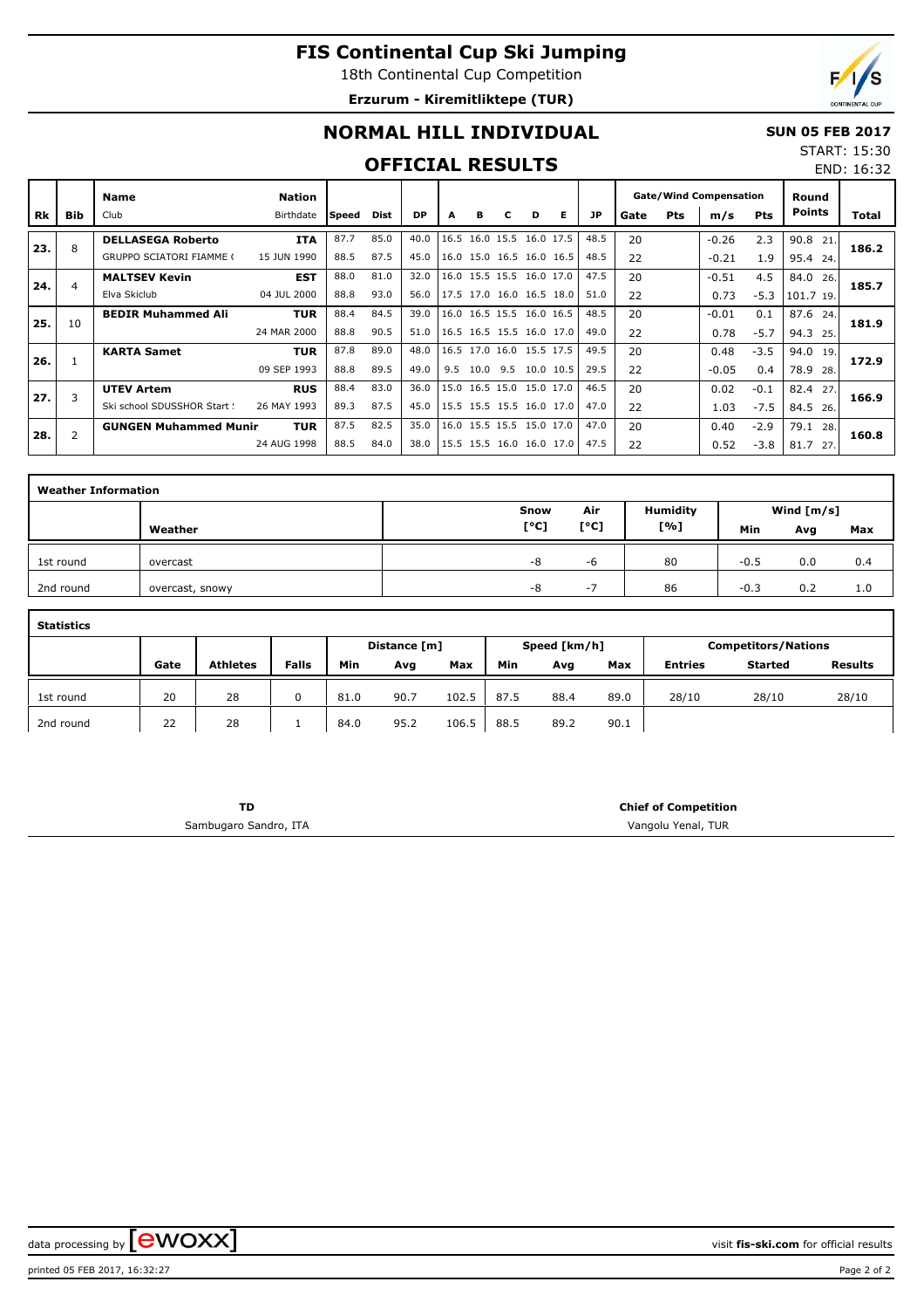# FIS Continental Cup Ski Jumping

18th Continental Cup Competition

**Erzurum - Kiremitliktepe (TUR)**

## NORMAL HILL INDIVIDUAL

**SUN 05 FEB 2017**

START: 15:30

END: 16:32

## OFFICIAL RESULTS

| Rk | Bib | Name / Club | Nation / Birthdate | Speed | Dist | DP | A | B | C | D | E | JP | Gate | Pts | m/s | Pts | Round Points | Total |
|---|---|---|---|---|---|---|---|---|---|---|---|---|---|---|---|---|---|---|
| 23. | 8 | **DELLASEGA Roberto** | **ITA** | 87.7 | 85.0 | 40.0 | 16.5 | 16.0 | 15.5 | 16.0 | 17.5 | 48.5 | 20 | | -0.26 | 2.3 | 90.8 21. | 186.2 |
| | | GRUPPO SCIATORI FIAMME ( | 15 JUN 1990 | 88.5 | 87.5 | 45.0 | 16.0 | 15.0 | 16.5 | 16.0 | 16.5 | 48.5 | 22 | | -0.21 | 1.9 | 95.4 24. | |
| 24. | 4 | **MALTSEV Kevin** | **EST** | 88.0 | 81.0 | 32.0 | 16.0 | 15.5 | 15.5 | 16.0 | 17.0 | 47.5 | 20 | | -0.51 | 4.5 | 84.0 26. | 185.7 |
| | | Elva Skiclub | 04 JUL 2000 | 88.8 | 93.0 | 56.0 | 17.5 | 17.0 | 16.0 | 16.5 | 18.0 | 51.0 | 22 | | 0.73 | -5.3 | 101.7 19. | |
| 25. | 10 | **BEDIR Muhammed Ali** | **TUR** | 88.4 | 84.5 | 39.0 | 16.0 | 16.5 | 15.5 | 16.0 | 16.5 | 48.5 | 20 | | -0.01 | 0.1 | 87.6 24. | 181.9 |
| | | | 24 MAR 2000 | 88.8 | 90.5 | 51.0 | 16.5 | 16.5 | 15.5 | 16.0 | 17.0 | 49.0 | 22 | | 0.78 | -5.7 | 94.3 25. | |
| 26. | 1 | **KARTA Samet** | **TUR** | 87.8 | 89.0 | 48.0 | 16.5 | 17.0 | 16.0 | 15.5 | 17.5 | 49.5 | 20 | | 0.48 | -3.5 | 94.0 19. | 172.9 |
| | | | 09 SEP 1993 | 88.8 | 89.5 | 49.0 | 9.5 | 10.0 | 9.5 | 10.0 | 10.5 | 29.5 | 22 | | -0.05 | 0.4 | 78.9 28. | |
| 27. | 3 | **UTEV Artem** | **RUS** | 88.4 | 83.0 | 36.0 | 15.0 | 16.5 | 15.0 | 15.0 | 17.0 | 46.5 | 20 | | 0.02 | -0.1 | 82.4 27. | 166.9 |
| | | Ski school SDUSSHOR Start ! | 26 MAY 1993 | 89.3 | 87.5 | 45.0 | 15.5 | 15.5 | 15.5 | 16.0 | 17.0 | 47.0 | 22 | | 1.03 | -7.5 | 84.5 26. | |
| 28. | 2 | **GUNGEN Muhammed Munir** | **TUR** | 87.5 | 82.5 | 35.0 | 16.0 | 15.5 | 15.5 | 15.0 | 17.0 | 47.0 | 20 | | 0.40 | -2.9 | 79.1 28. | 160.8 |
| | | | 24 AUG 1998 | 88.5 | 84.0 | 38.0 | 15.5 | 15.5 | 16.0 | 16.0 | 17.0 | 47.5 | 22 | | 0.52 | -3.8 | 81.7 27. | |

### Weather Information

| | Weather | Snow [°C] | Air [°C] | Humidity [%] | Wind [m/s] Min | Avg | Max |
|---|---|---|---|---|---|---|---|
| 1st round | overcast | -8 | -6 | 80 | -0.5 | 0.0 | 0.4 |
| 2nd round | overcast, snowy | -8 | -7 | 86 | -0.3 | 0.2 | 1.0 |

### Statistics

| | Gate | Athletes | Falls | Distance [m] Min | Avg | Max | Speed [km/h] Min | Avg | Max | Competitors/Nations Entries | Started | Results |
|---|---|---|---|---|---|---|---|---|---|---|---|---|
| 1st round | 20 | 28 | 0 | 81.0 | 90.7 | 102.5 | 87.5 | 88.4 | 89.0 | 28/10 | 28/10 | 28/10 |
| 2nd round | 22 | 28 | 1 | 84.0 | 95.2 | 106.5 | 88.5 | 89.2 | 90.1 | | | |

| TD | Chief of Competition |
|---|---|
| Sambugaro Sandro, ITA | Vangolu Yenal, TUR |

data processing by ewoxx — visit fis-ski.com for official results

printed 05 FEB 2017, 16:32:27